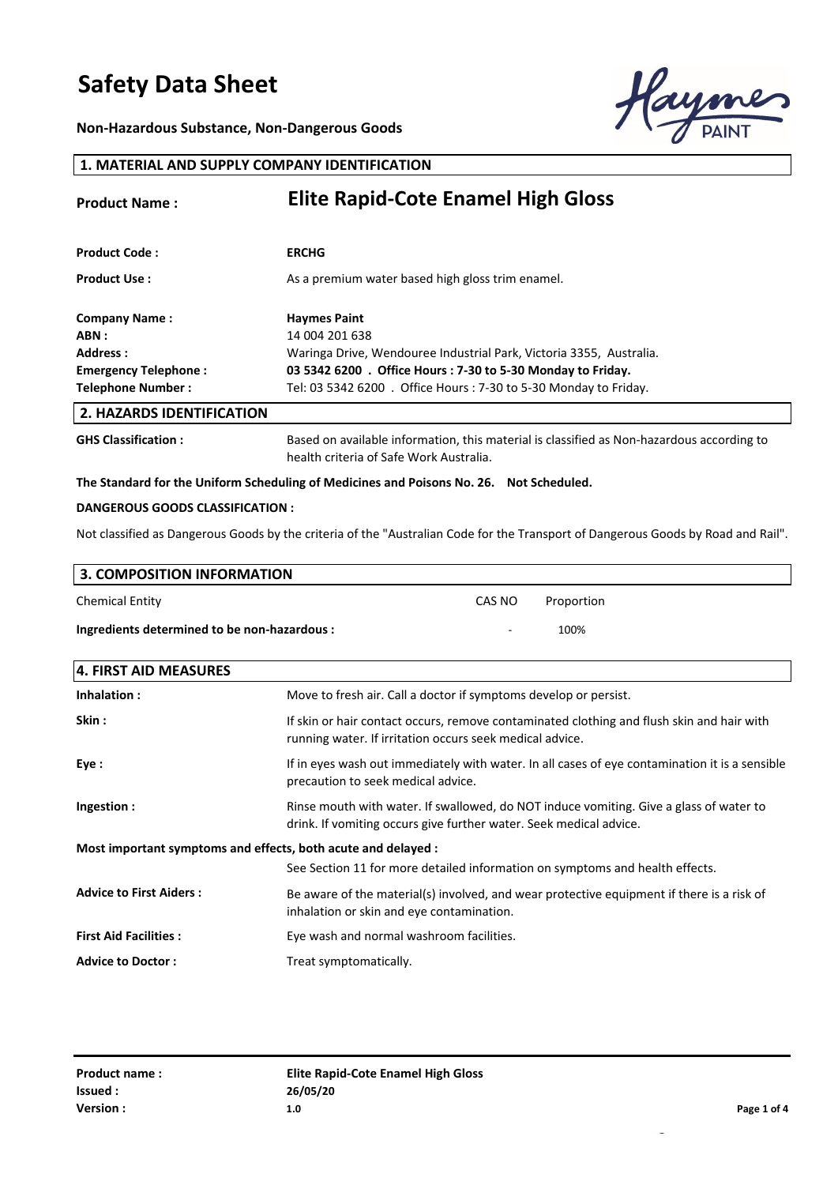# Safety Data Sheet

**Non-Hazardous Substance, Non-Dangerous Goods**

## 1. MATERIAL AND SUPPLY COMPANY IDENTIFICATION

**Product Name :** **Elite Rapid-Cote Enamel High Gloss**

**Product Code :** **ERCHG**

**Product Use :** As a premium water based high gloss trim enamel.

**Company Name :** **Haymes Paint**
**ABN :** 14 004 201 638
**Address :** Waringa Drive, Wendouree Industrial Park, Victoria 3355, Australia.
**Emergency Telephone :** **03 5342 6200 . Office Hours : 7-30 to 5-30 Monday to Friday.**
**Telephone Number :** Tel: 03 5342 6200 . Office Hours : 7-30 to 5-30 Monday to Friday.

## 2. HAZARDS IDENTIFICATION

**GHS Classification :** Based on available information, this material is classified as Non-hazardous according to health criteria of Safe Work Australia.

**The Standard for the Uniform Scheduling of Medicines and Poisons No. 26. Not Scheduled.**

**DANGEROUS GOODS CLASSIFICATION :**

Not classified as Dangerous Goods by the criteria of the "Australian Code for the Transport of Dangerous Goods by Road and Rail".

## 3. COMPOSITION INFORMATION

| Chemical Entity | CAS NO | Proportion |
|---|---|---|
| **Ingredients determined to be non-hazardous :** | - | 100% |

## 4. FIRST AID MEASURES

**Inhalation :** Move to fresh air. Call a doctor if symptoms develop or persist.

**Skin :** If skin or hair contact occurs, remove contaminated clothing and flush skin and hair with running water. If irritation occurs seek medical advice.

**Eye :** If in eyes wash out immediately with water. In all cases of eye contamination it is a sensible precaution to seek medical advice.

**Ingestion :** Rinse mouth with water. If swallowed, do NOT induce vomiting. Give a glass of water to drink. If vomiting occurs give further water. Seek medical advice.

**Most important symptoms and effects, both acute and delayed :**
See Section 11 for more detailed information on symptoms and health effects.

**Advice to First Aiders :** Be aware of the material(s) involved, and wear protective equipment if there is a risk of inhalation or skin and eye contamination.

**First Aid Facilities :** Eye wash and normal washroom facilities.

**Advice to Doctor :** Treat symptomatically.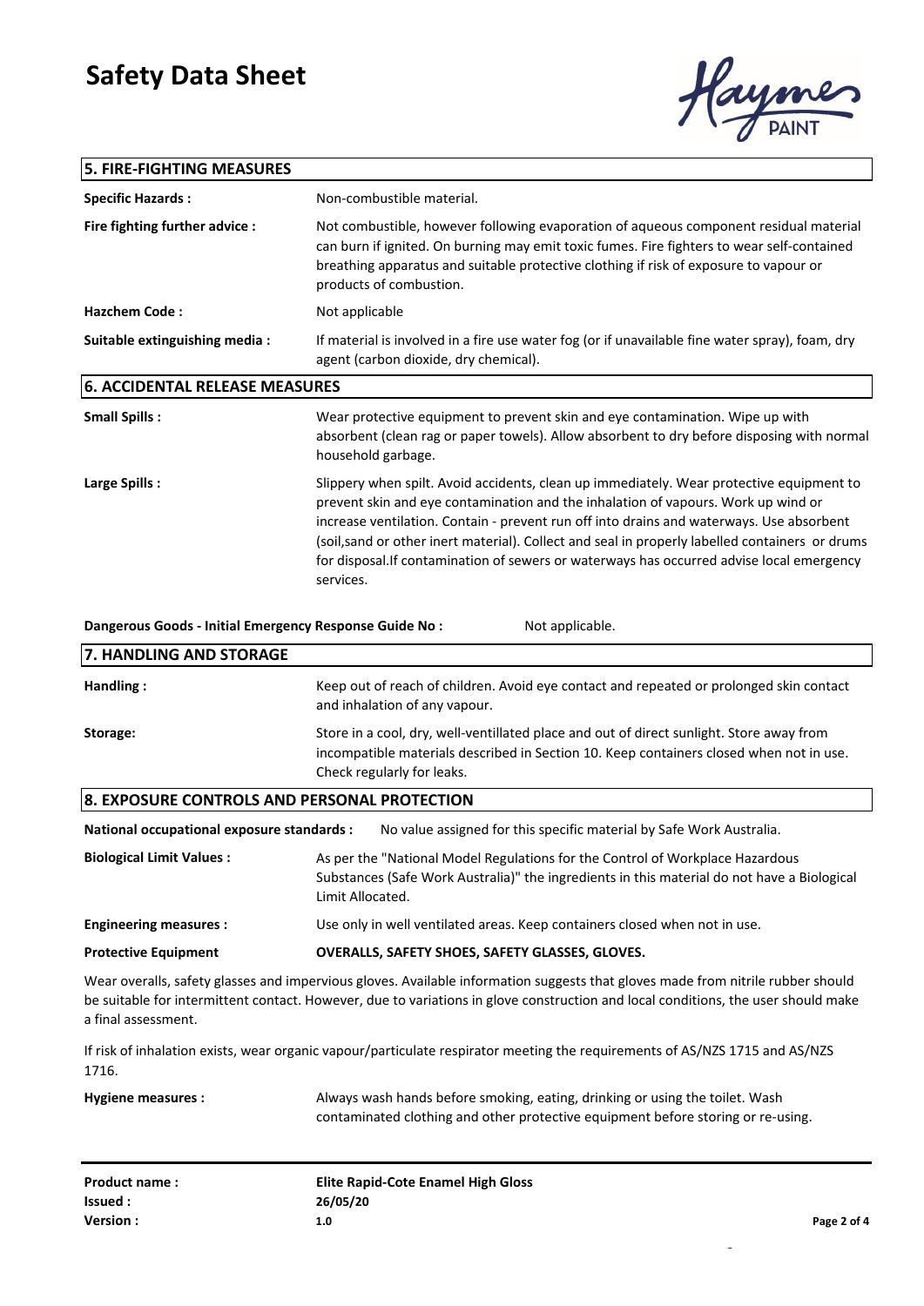## 5. FIRE-FIGHTING MEASURES

**Specific Hazards :** Non-combustible material.

**Fire fighting further advice :** Not combustible, however following evaporation of aqueous component residual material can burn if ignited. On burning may emit toxic fumes. Fire fighters to wear self-contained breathing apparatus and suitable protective clothing if risk of exposure to vapour or products of combustion.

**Hazchem Code :** Not applicable

**Suitable extinguishing media :** If material is involved in a fire use water fog (or if unavailable fine water spray), foam, dry agent (carbon dioxide, dry chemical).

## 6. ACCIDENTAL RELEASE MEASURES

**Small Spills :** Wear protective equipment to prevent skin and eye contamination. Wipe up with absorbent (clean rag or paper towels). Allow absorbent to dry before disposing with normal household garbage.

**Large Spills :** Slippery when spilt. Avoid accidents, clean up immediately. Wear protective equipment to prevent skin and eye contamination and the inhalation of vapours. Work up wind or increase ventilation. Contain - prevent run off into drains and waterways. Use absorbent (soil,sand or other inert material). Collect and seal in properly labelled containers or drums for disposal.If contamination of sewers or waterways has occurred advise local emergency services.

**Dangerous Goods - Initial Emergency Response Guide No :** Not applicable.

## 7. HANDLING AND STORAGE

**Handling :** Keep out of reach of children. Avoid eye contact and repeated or prolonged skin contact and inhalation of any vapour.

**Storage:** Store in a cool, dry, well-ventillated place and out of direct sunlight. Store away from incompatible materials described in Section 10. Keep containers closed when not in use. Check regularly for leaks.

## 8. EXPOSURE CONTROLS AND PERSONAL PROTECTION

**National occupational exposure standards :** No value assigned for this specific material by Safe Work Australia.

**Biological Limit Values :** As per the "National Model Regulations for the Control of Workplace Hazardous Substances (Safe Work Australia)" the ingredients in this material do not have a Biological Limit Allocated.

**Engineering measures :** Use only in well ventilated areas. Keep containers closed when not in use.

**Protective Equipment** **OVERALLS, SAFETY SHOES, SAFETY GLASSES, GLOVES.**

Wear overalls, safety glasses and impervious gloves. Available information suggests that gloves made from nitrile rubber should be suitable for intermittent contact. However, due to variations in glove construction and local conditions, the user should make a final assessment.

If risk of inhalation exists, wear organic vapour/particulate respirator meeting the requirements of AS/NZS 1715 and AS/NZS 1716.

**Hygiene measures :** Always wash hands before smoking, eating, drinking or using the toilet. Wash contaminated clothing and other protective equipment before storing or re-using.

**Product name :** **Elite Rapid-Cote Enamel High Gloss**
**Issued :** **26/05/20**
**Version :** **1.0**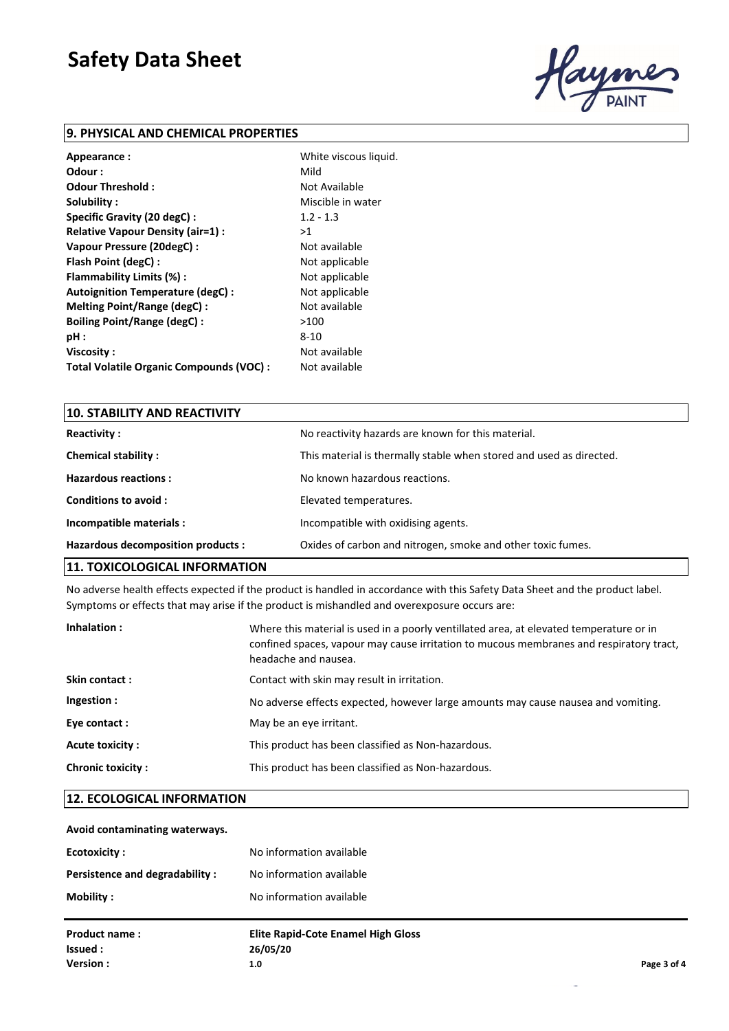## 9. PHYSICAL AND CHEMICAL PROPERTIES

| | |
|---|---|
| **Appearance :** | White viscous liquid. |
| **Odour :** | Mild |
| **Odour Threshold :** | Not Available |
| **Solubility :** | Miscible in water |
| **Specific Gravity (20 degC) :** | 1.2 - 1.3 |
| **Relative Vapour Density (air=1) :** | >1 |
| **Vapour Pressure (20degC) :** | Not available |
| **Flash Point (degC) :** | Not applicable |
| **Flammability Limits (%) :** | Not applicable |
| **Autoignition Temperature (degC) :** | Not applicable |
| **Melting Point/Range (degC) :** | Not available |
| **Boiling Point/Range (degC) :** | >100 |
| **pH :** | 8-10 |
| **Viscosity :** | Not available |
| **Total Volatile Organic Compounds (VOC) :** | Not available |

## 10. STABILITY AND REACTIVITY

| | |
|---|---|
| **Reactivity :** | No reactivity hazards are known for this material. |
| **Chemical stability :** | This material is thermally stable when stored and used as directed. |
| **Hazardous reactions :** | No known hazardous reactions. |
| **Conditions to avoid :** | Elevated temperatures. |
| **Incompatible materials :** | Incompatible with oxidising agents. |
| **Hazardous decomposition products :** | Oxides of carbon and nitrogen, smoke and other toxic fumes. |

## 11. TOXICOLOGICAL INFORMATION

No adverse health effects expected if the product is handled in accordance with this Safety Data Sheet and the product label. Symptoms or effects that may arise if the product is mishandled and overexposure occurs are:

| | |
|---|---|
| **Inhalation :** | Where this material is used in a poorly ventilated area, at elevated temperature or in confined spaces, vapour may cause irritation to mucous membranes and respiratory tract, headache and nausea. |
| **Skin contact :** | Contact with skin may result in irritation. |
| **Ingestion :** | No adverse effects expected, however large amounts may cause nausea and vomiting. |
| **Eye contact :** | May be an eye irritant. |
| **Acute toxicity :** | This product has been classified as Non-hazardous. |
| **Chronic toxicity :** | This product has been classified as Non-hazardous. |

## 12. ECOLOGICAL INFORMATION

**Avoid contaminating waterways.**

| | |
|---|---|
| **Ecotoxicity :** | No information available |
| **Persistence and degradability :** | No information available |
| **Mobility :** | No information available |

| | |
|---|---|
| **Product name :** | **Elite Rapid-Cote Enamel High Gloss** |
| **Issued :** | **26/05/20** |
| **Version :** | **1.0** |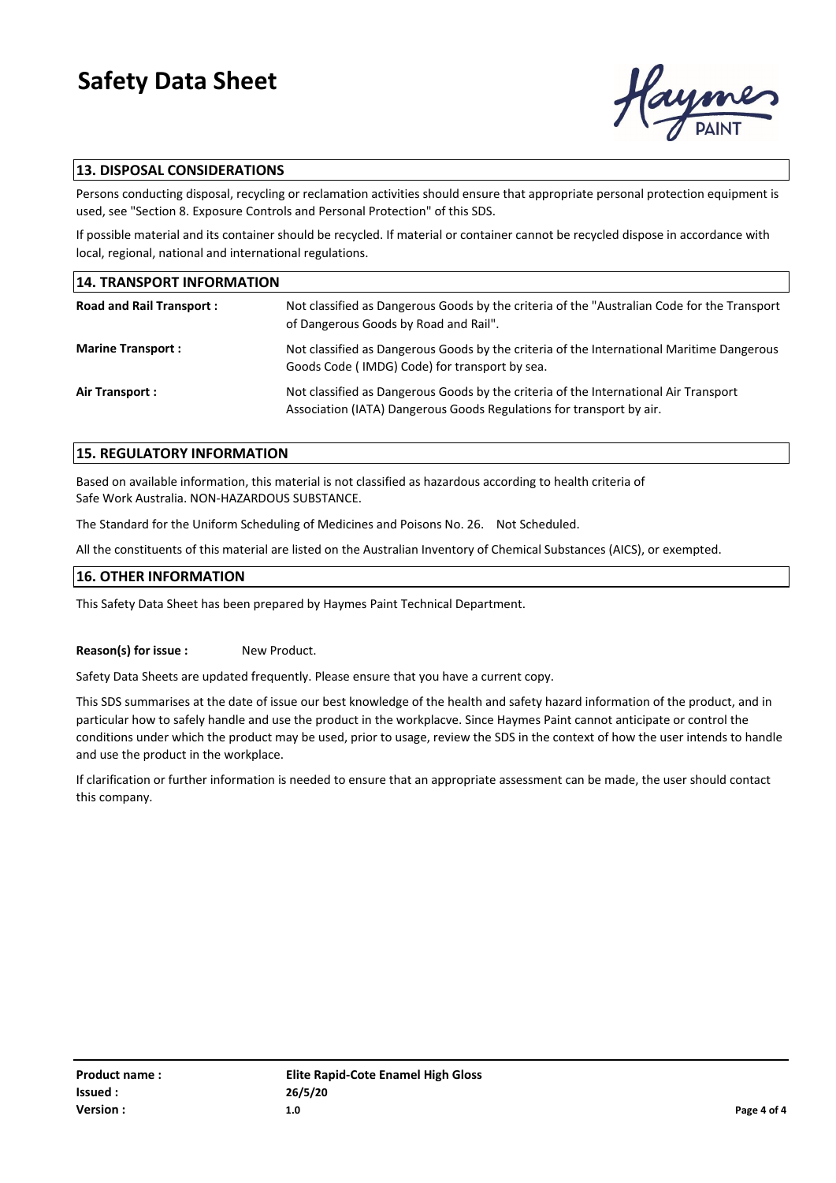## 13. DISPOSAL CONSIDERATIONS

Persons conducting disposal, recycling or reclamation activities should ensure that appropriate personal protection equipment is used, see "Section 8. Exposure Controls and Personal Protection" of this SDS.

If possible material and its container should be recycled. If material or container cannot be recycled dispose in accordance with local, regional, national and international regulations.

## 14. TRANSPORT INFORMATION

| | |
|---|---|
| **Road and Rail Transport :** | Not classified as Dangerous Goods by the criteria of the "Australian Code for the Transport of Dangerous Goods by Road and Rail". |
| **Marine Transport :** | Not classified as Dangerous Goods by the criteria of the International Maritime Dangerous Goods Code ( IMDG) Code) for transport by sea. |
| **Air Transport :** | Not classified as Dangerous Goods by the criteria of the International Air Transport Association (IATA) Dangerous Goods Regulations for transport by air. |

## 15. REGULATORY INFORMATION

Based on available information, this material is not classified as hazardous according to health criteria of Safe Work Australia. NON-HAZARDOUS SUBSTANCE.

The Standard for the Uniform Scheduling of Medicines and Poisons No. 26. Not Scheduled.

All the constituents of this material are listed on the Australian Inventory of Chemical Substances (AICS), or exempted.

## 16. OTHER INFORMATION

This Safety Data Sheet has been prepared by Haymes Paint Technical Department.

**Reason(s) for issue :** New Product.

Safety Data Sheets are updated frequently. Please ensure that you have a current copy.

This SDS summarises at the date of issue our best knowledge of the health and safety hazard information of the product, and in particular how to safely handle and use the product in the workplacve. Since Haymes Paint cannot anticipate or control the conditions under which the product may be used, prior to usage, review the SDS in the context of how the user intends to handle and use the product in the workplace.

If clarification or further information is needed to ensure that an appropriate assessment can be made, the user should contact this company.